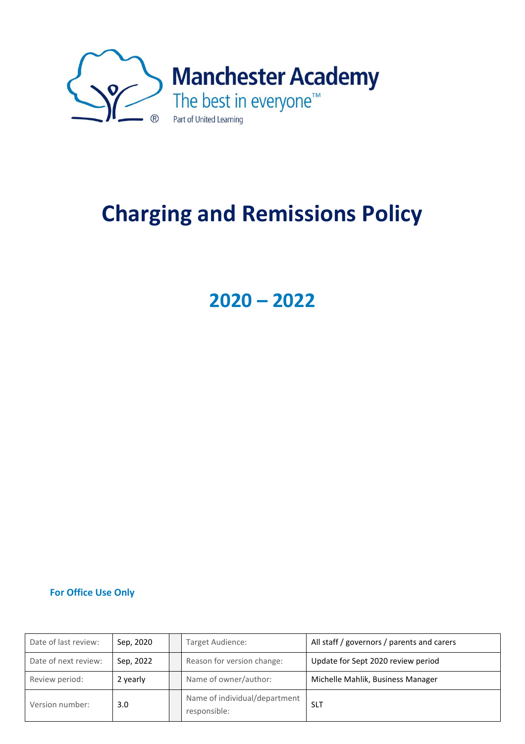Manchester Academy
The best in everyone™
Part of United Learning

# Charging and Remissions Policy

## 2020 – 2022

**For Office Use Only**

| Date of last review: | Sep, 2020 | | Target Audience: | All staff / governors / parents and carers |
|---|---|---|---|---|
| Date of next review: | Sep, 2022 | | Reason for version change: | Update for Sept 2020 review period |
| Review period: | 2 yearly | | Name of owner/author: | Michelle Mahlik, Business Manager |
| Version number: | 3.0 | | Name of individual/department responsible: | SLT |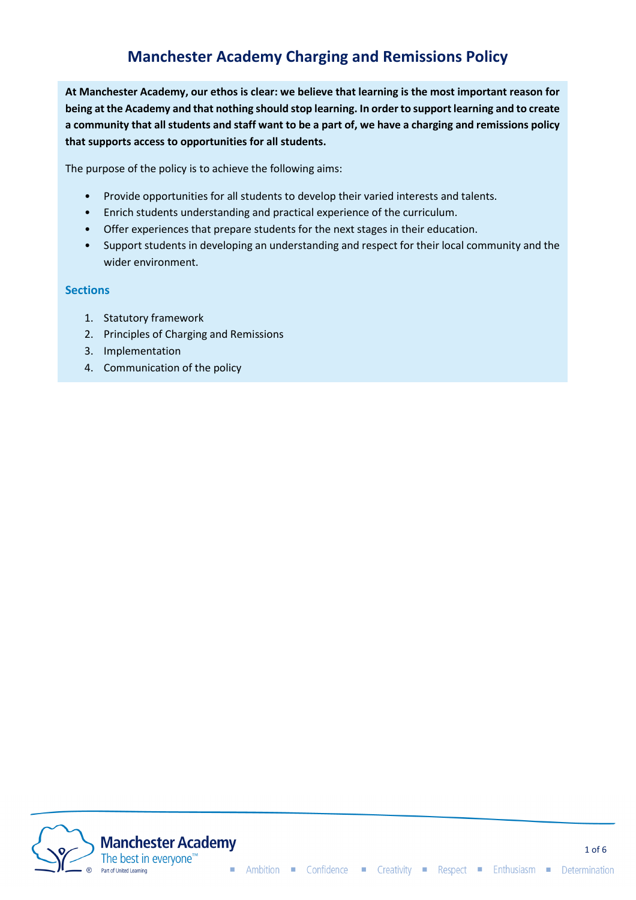# Manchester Academy Charging and Remissions Policy

**At Manchester Academy, our ethos is clear: we believe that learning is the most important reason for being at the Academy and that nothing should stop learning. In order to support learning and to create a community that all students and staff want to be a part of, we have a charging and remissions policy that supports access to opportunities for all students.**

The purpose of the policy is to achieve the following aims:

- Provide opportunities for all students to develop their varied interests and talents.
- Enrich students understanding and practical experience of the curriculum.
- Offer experiences that prepare students for the next stages in their education.
- Support students in developing an understanding and respect for their local community and the wider environment.

## Sections

1. Statutory framework
2. Principles of Charging and Remissions
3. Implementation
4. Communication of the policy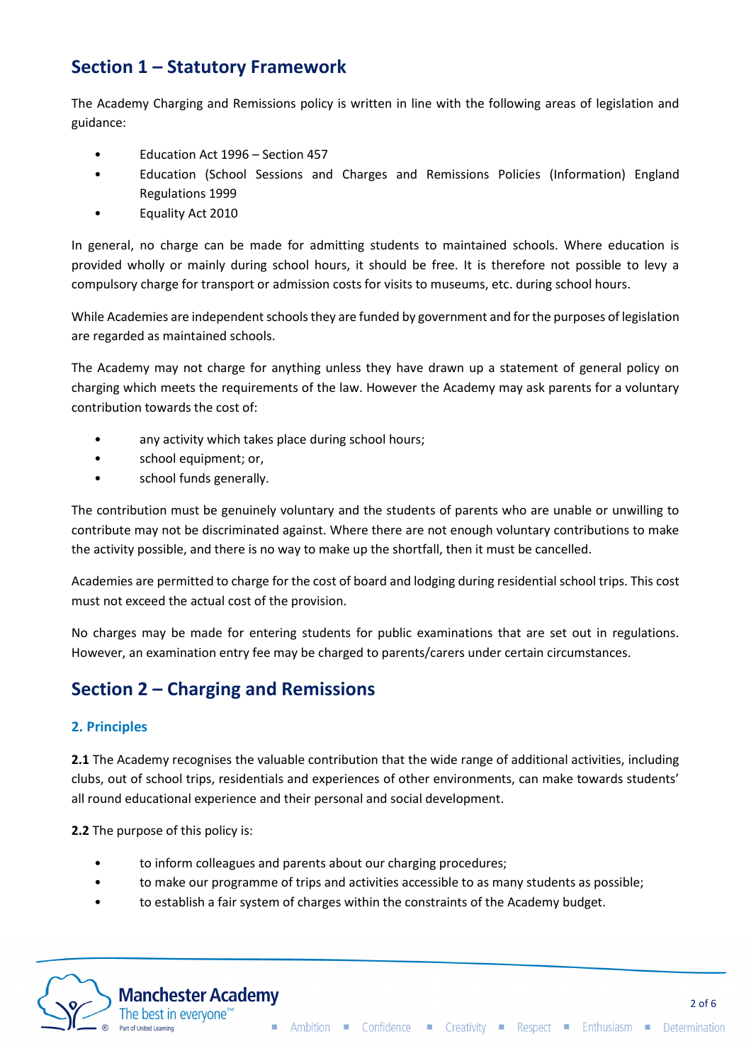## Section 1 – Statutory Framework

The Academy Charging and Remissions policy is written in line with the following areas of legislation and guidance:

- Education Act 1996 – Section 457
- Education (School Sessions and Charges and Remissions Policies (Information) England Regulations 1999
- Equality Act 2010

In general, no charge can be made for admitting students to maintained schools. Where education is provided wholly or mainly during school hours, it should be free. It is therefore not possible to levy a compulsory charge for transport or admission costs for visits to museums, etc. during school hours.

While Academies are independent schools they are funded by government and for the purposes of legislation are regarded as maintained schools.

The Academy may not charge for anything unless they have drawn up a statement of general policy on charging which meets the requirements of the law. However the Academy may ask parents for a voluntary contribution towards the cost of:

- any activity which takes place during school hours;
- school equipment; or,
- school funds generally.

The contribution must be genuinely voluntary and the students of parents who are unable or unwilling to contribute may not be discriminated against. Where there are not enough voluntary contributions to make the activity possible, and there is no way to make up the shortfall, then it must be cancelled.

Academies are permitted to charge for the cost of board and lodging during residential school trips. This cost must not exceed the actual cost of the provision.

No charges may be made for entering students for public examinations that are set out in regulations. However, an examination entry fee may be charged to parents/carers under certain circumstances.

## Section 2 – Charging and Remissions

### 2. Principles

**2.1** The Academy recognises the valuable contribution that the wide range of additional activities, including clubs, out of school trips, residentials and experiences of other environments, can make towards students' all round educational experience and their personal and social development.

**2.2** The purpose of this policy is:

- to inform colleagues and parents about our charging procedures;
- to make our programme of trips and activities accessible to as many students as possible;
- to establish a fair system of charges within the constraints of the Academy budget.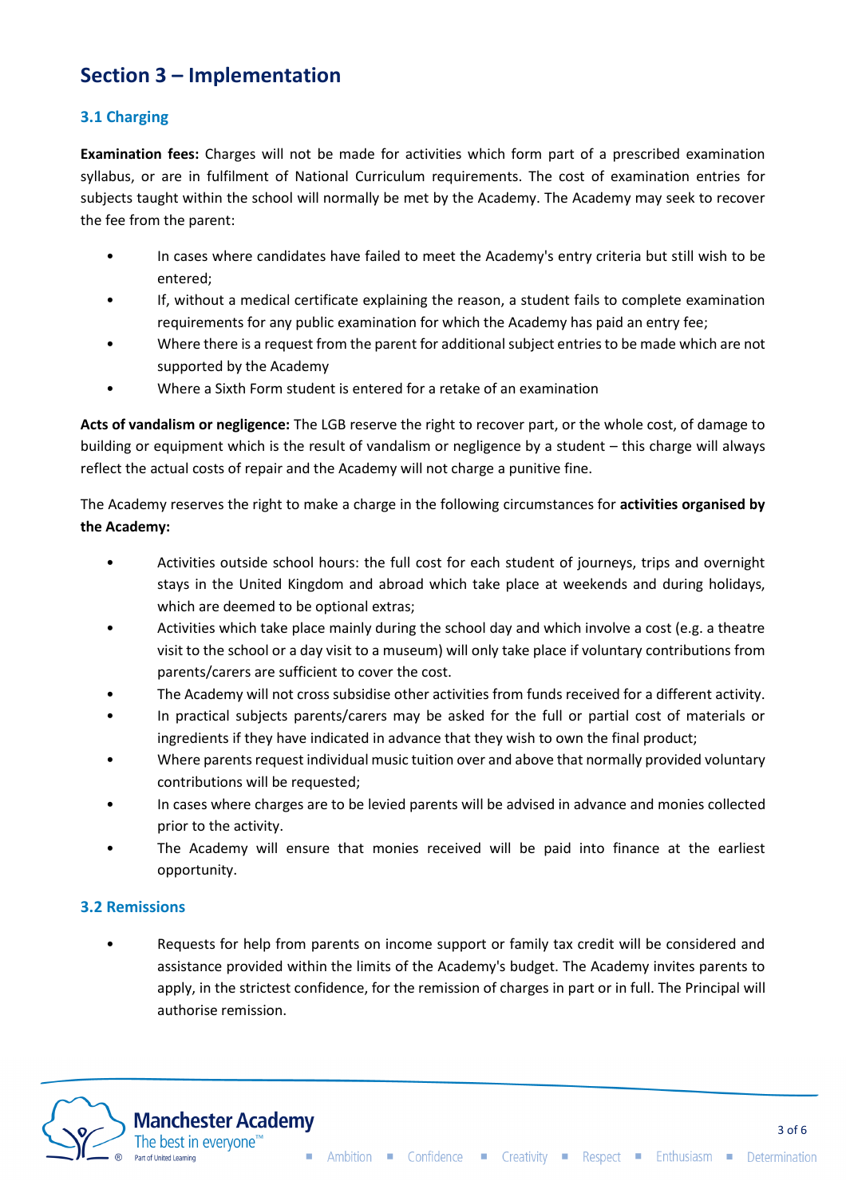## Section 3 – Implementation

### 3.1 Charging

**Examination fees:** Charges will not be made for activities which form part of a prescribed examination syllabus, or are in fulfilment of National Curriculum requirements. The cost of examination entries for subjects taught within the school will normally be met by the Academy. The Academy may seek to recover the fee from the parent:

- In cases where candidates have failed to meet the Academy's entry criteria but still wish to be entered;
- If, without a medical certificate explaining the reason, a student fails to complete examination requirements for any public examination for which the Academy has paid an entry fee;
- Where there is a request from the parent for additional subject entries to be made which are not supported by the Academy
- Where a Sixth Form student is entered for a retake of an examination

**Acts of vandalism or negligence:** The LGB reserve the right to recover part, or the whole cost, of damage to building or equipment which is the result of vandalism or negligence by a student – this charge will always reflect the actual costs of repair and the Academy will not charge a punitive fine.

The Academy reserves the right to make a charge in the following circumstances for **activities organised by the Academy:**

- Activities outside school hours: the full cost for each student of journeys, trips and overnight stays in the United Kingdom and abroad which take place at weekends and during holidays, which are deemed to be optional extras;
- Activities which take place mainly during the school day and which involve a cost (e.g. a theatre visit to the school or a day visit to a museum) will only take place if voluntary contributions from parents/carers are sufficient to cover the cost.
- The Academy will not cross subsidise other activities from funds received for a different activity.
- In practical subjects parents/carers may be asked for the full or partial cost of materials or ingredients if they have indicated in advance that they wish to own the final product;
- Where parents request individual music tuition over and above that normally provided voluntary contributions will be requested;
- In cases where charges are to be levied parents will be advised in advance and monies collected prior to the activity.
- The Academy will ensure that monies received will be paid into finance at the earliest opportunity.

### 3.2 Remissions

- Requests for help from parents on income support or family tax credit will be considered and assistance provided within the limits of the Academy's budget. The Academy invites parents to apply, in the strictest confidence, for the remission of charges in part or in full. The Principal will authorise remission.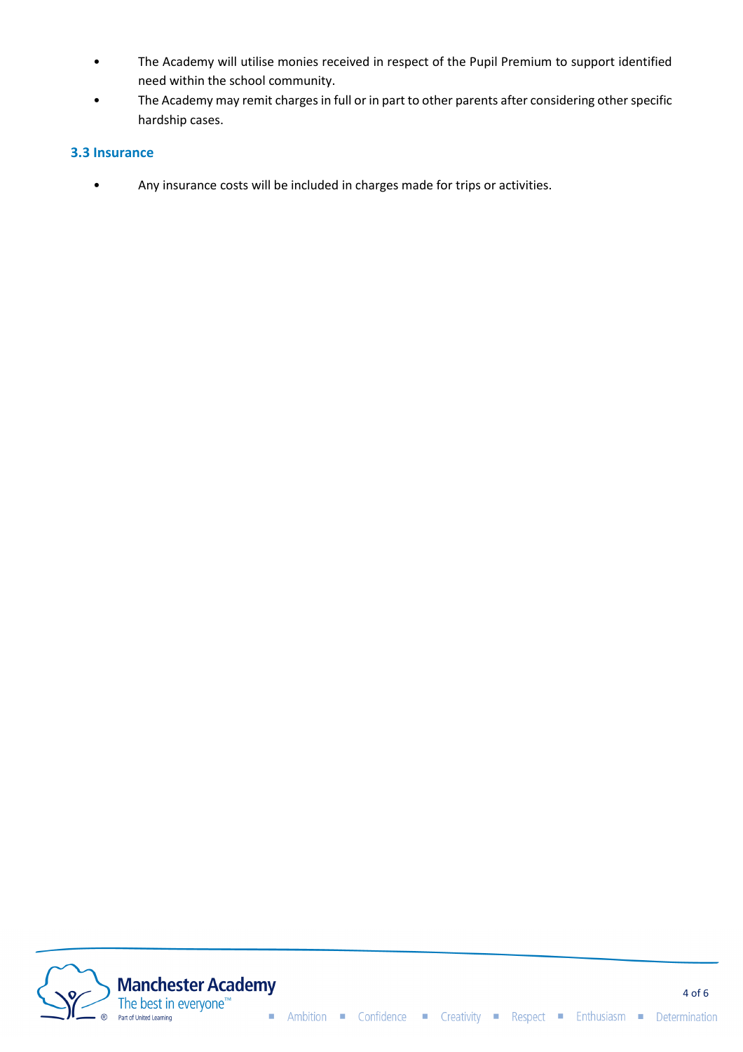- The Academy will utilise monies received in respect of the Pupil Premium to support identified need within the school community.
- The Academy may remit charges in full or in part to other parents after considering other specific hardship cases.

### 3.3 Insurance

- Any insurance costs will be included in charges made for trips or activities.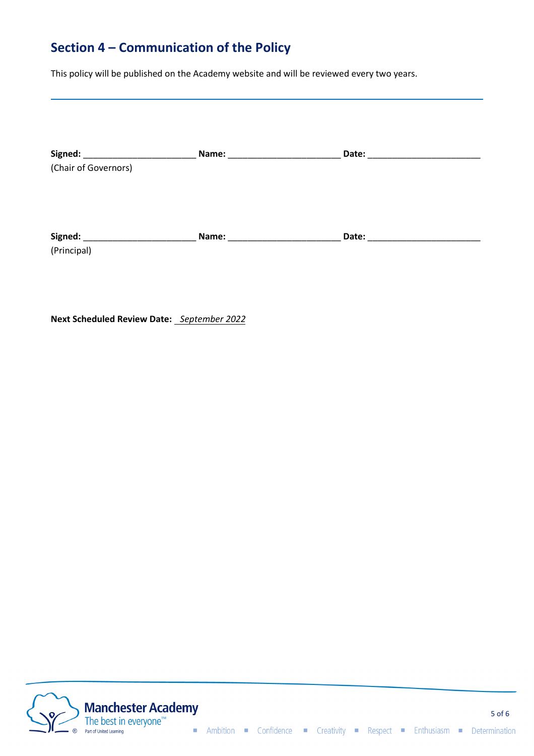## Section 4 – Communication of the Policy

This policy will be published on the Academy website and will be reviewed every two years.

---

**Signed:** _______________________ **Name:** _______________________ **Date:** _______________________
(Chair of Governors)

**Signed:** _______________________ **Name:** _______________________ **Date:** _______________________
(Principal)

**Next Scheduled Review Date:** *September 2022*